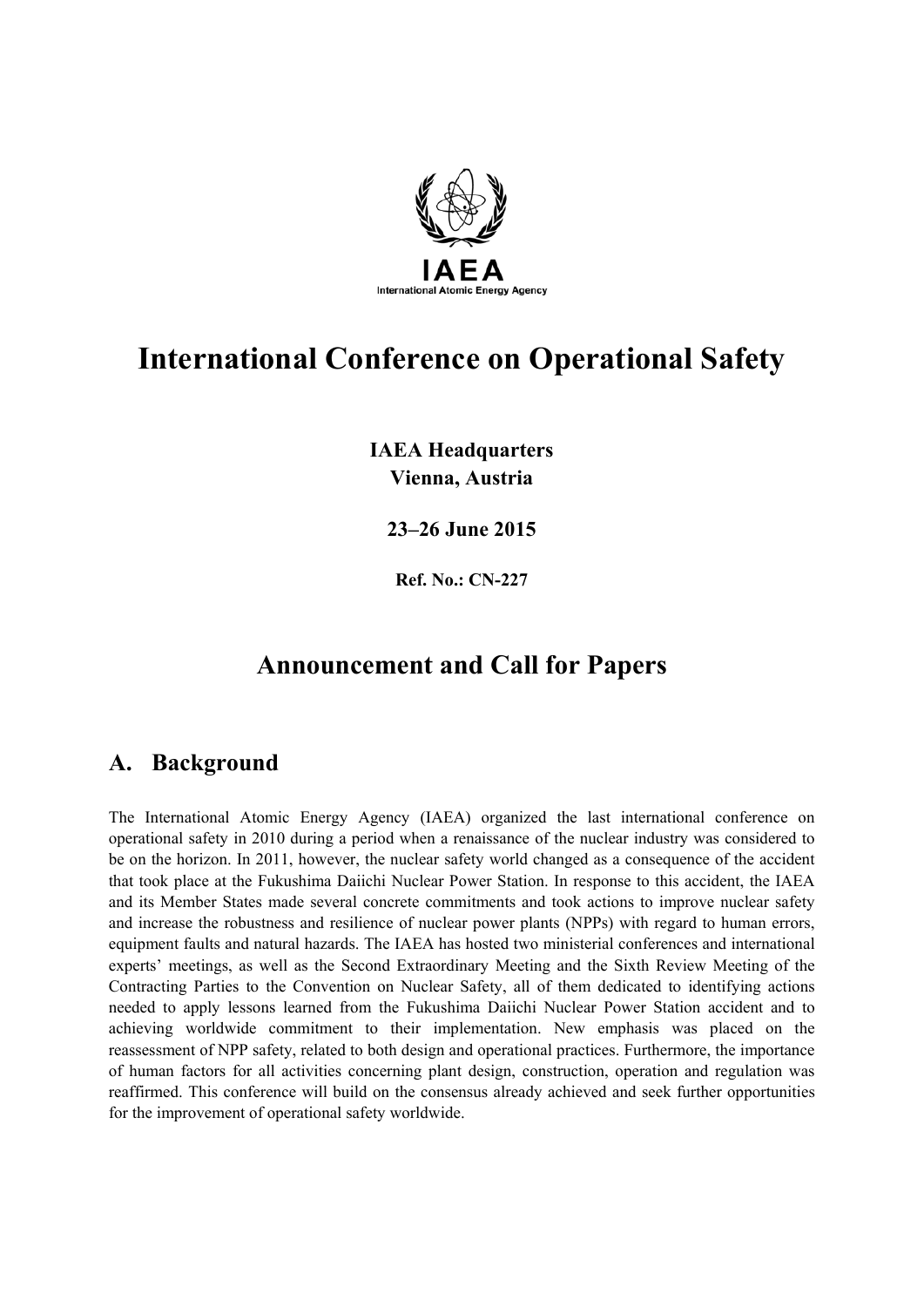IAEA
International Atomic Energy Agency

# International Conference on Operational Safety

**IAEA Headquarters**
**Vienna, Austria**

**23–26 June 2015**

**Ref. No.: CN-227**

## Announcement and Call for Papers

## A. Background

The International Atomic Energy Agency (IAEA) organized the last international conference on operational safety in 2010 during a period when a renaissance of the nuclear industry was considered to be on the horizon. In 2011, however, the nuclear safety world changed as a consequence of the accident that took place at the Fukushima Daiichi Nuclear Power Station. In response to this accident, the IAEA and its Member States made several concrete commitments and took actions to improve nuclear safety and increase the robustness and resilience of nuclear power plants (NPPs) with regard to human errors, equipment faults and natural hazards. The IAEA has hosted two ministerial conferences and international experts' meetings, as well as the Second Extraordinary Meeting and the Sixth Review Meeting of the Contracting Parties to the Convention on Nuclear Safety, all of them dedicated to identifying actions needed to apply lessons learned from the Fukushima Daiichi Nuclear Power Station accident and to achieving worldwide commitment to their implementation. New emphasis was placed on the reassessment of NPP safety, related to both design and operational practices. Furthermore, the importance of human factors for all activities concerning plant design, construction, operation and regulation was reaffirmed. This conference will build on the consensus already achieved and seek further opportunities for the improvement of operational safety worldwide.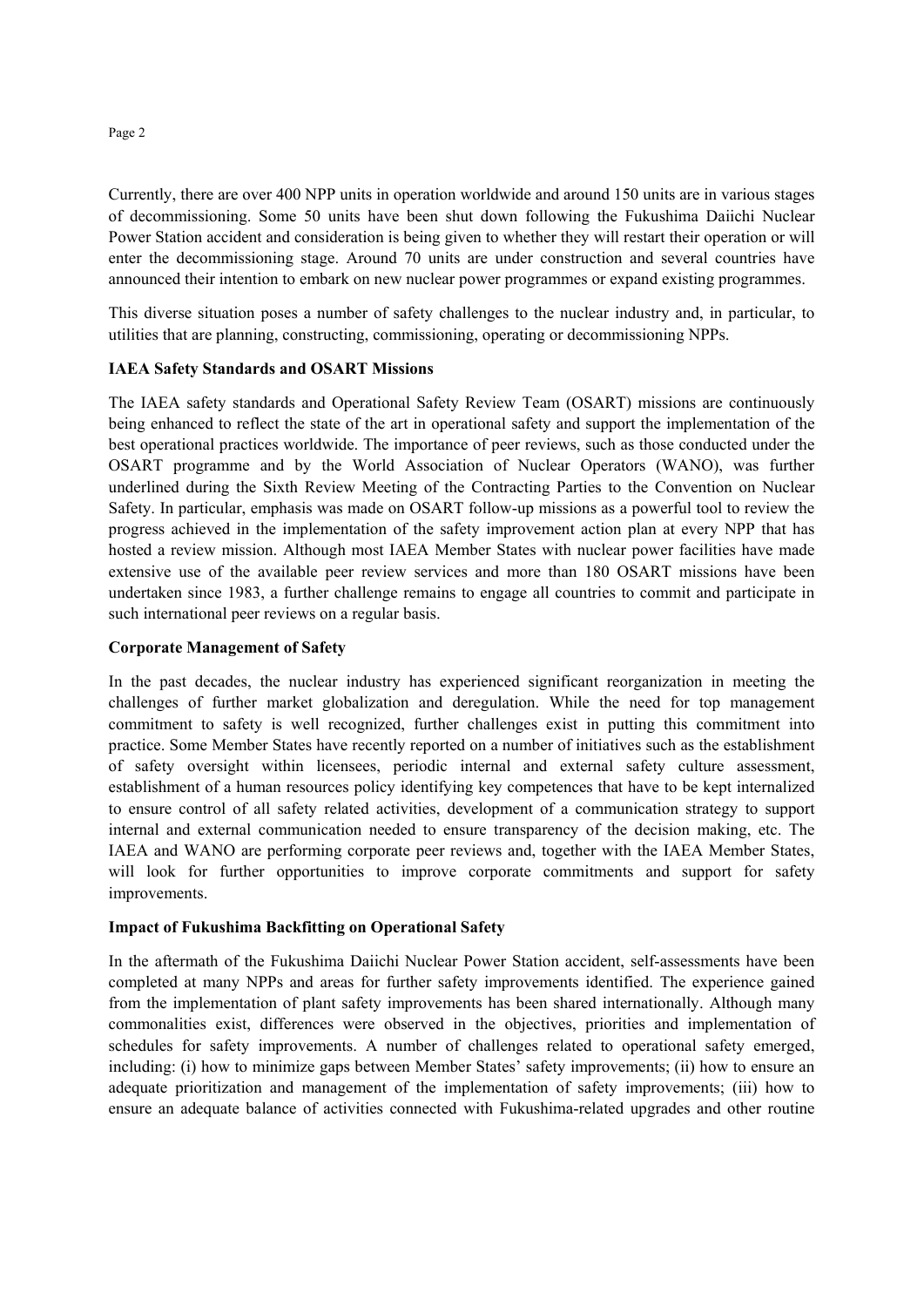Currently, there are over 400 NPP units in operation worldwide and around 150 units are in various stages of decommissioning. Some 50 units have been shut down following the Fukushima Daiichi Nuclear Power Station accident and consideration is being given to whether they will restart their operation or will enter the decommissioning stage. Around 70 units are under construction and several countries have announced their intention to embark on new nuclear power programmes or expand existing programmes.

This diverse situation poses a number of safety challenges to the nuclear industry and, in particular, to utilities that are planning, constructing, commissioning, operating or decommissioning NPPs.

**IAEA Safety Standards and OSART Missions**

The IAEA safety standards and Operational Safety Review Team (OSART) missions are continuously being enhanced to reflect the state of the art in operational safety and support the implementation of the best operational practices worldwide. The importance of peer reviews, such as those conducted under the OSART programme and by the World Association of Nuclear Operators (WANO), was further underlined during the Sixth Review Meeting of the Contracting Parties to the Convention on Nuclear Safety. In particular, emphasis was made on OSART follow-up missions as a powerful tool to review the progress achieved in the implementation of the safety improvement action plan at every NPP that has hosted a review mission. Although most IAEA Member States with nuclear power facilities have made extensive use of the available peer review services and more than 180 OSART missions have been undertaken since 1983, a further challenge remains to engage all countries to commit and participate in such international peer reviews on a regular basis.

**Corporate Management of Safety**

In the past decades, the nuclear industry has experienced significant reorganization in meeting the challenges of further market globalization and deregulation. While the need for top management commitment to safety is well recognized, further challenges exist in putting this commitment into practice. Some Member States have recently reported on a number of initiatives such as the establishment of safety oversight within licensees, periodic internal and external safety culture assessment, establishment of a human resources policy identifying key competences that have to be kept internalized to ensure control of all safety related activities, development of a communication strategy to support internal and external communication needed to ensure transparency of the decision making, etc. The IAEA and WANO are performing corporate peer reviews and, together with the IAEA Member States, will look for further opportunities to improve corporate commitments and support for safety improvements.

**Impact of Fukushima Backfitting on Operational Safety**

In the aftermath of the Fukushima Daiichi Nuclear Power Station accident, self-assessments have been completed at many NPPs and areas for further safety improvements identified. The experience gained from the implementation of plant safety improvements has been shared internationally. Although many commonalities exist, differences were observed in the objectives, priorities and implementation of schedules for safety improvements. A number of challenges related to operational safety emerged, including: (i) how to minimize gaps between Member States' safety improvements; (ii) how to ensure an adequate prioritization and management of the implementation of safety improvements; (iii) how to ensure an adequate balance of activities connected with Fukushima-related upgrades and other routine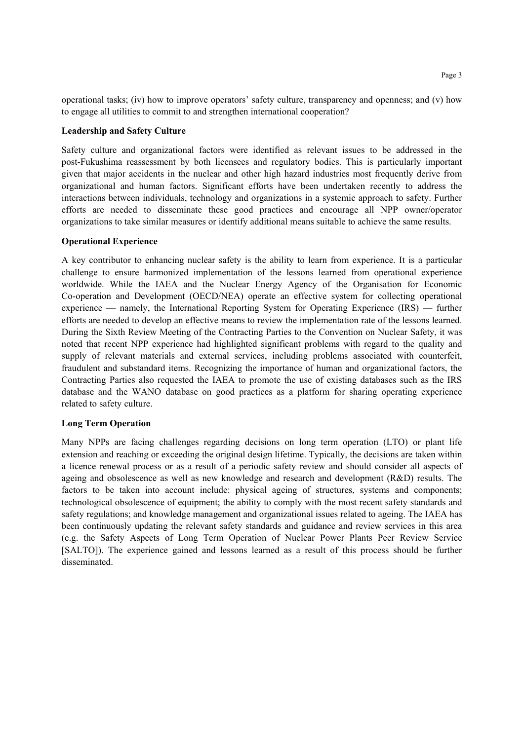operational tasks; (iv) how to improve operators' safety culture, transparency and openness; and (v) how to engage all utilities to commit to and strengthen international cooperation?

**Leadership and Safety Culture**

Safety culture and organizational factors were identified as relevant issues to be addressed in the post-Fukushima reassessment by both licensees and regulatory bodies. This is particularly important given that major accidents in the nuclear and other high hazard industries most frequently derive from organizational and human factors. Significant efforts have been undertaken recently to address the interactions between individuals, technology and organizations in a systemic approach to safety. Further efforts are needed to disseminate these good practices and encourage all NPP owner/operator organizations to take similar measures or identify additional means suitable to achieve the same results.

**Operational Experience**

A key contributor to enhancing nuclear safety is the ability to learn from experience. It is a particular challenge to ensure harmonized implementation of the lessons learned from operational experience worldwide. While the IAEA and the Nuclear Energy Agency of the Organisation for Economic Co-operation and Development (OECD/NEA) operate an effective system for collecting operational experience — namely, the International Reporting System for Operating Experience (IRS) — further efforts are needed to develop an effective means to review the implementation rate of the lessons learned. During the Sixth Review Meeting of the Contracting Parties to the Convention on Nuclear Safety, it was noted that recent NPP experience had highlighted significant problems with regard to the quality and supply of relevant materials and external services, including problems associated with counterfeit, fraudulent and substandard items. Recognizing the importance of human and organizational factors, the Contracting Parties also requested the IAEA to promote the use of existing databases such as the IRS database and the WANO database on good practices as a platform for sharing operating experience related to safety culture.

**Long Term Operation**

Many NPPs are facing challenges regarding decisions on long term operation (LTO) or plant life extension and reaching or exceeding the original design lifetime. Typically, the decisions are taken within a licence renewal process or as a result of a periodic safety review and should consider all aspects of ageing and obsolescence as well as new knowledge and research and development (R&D) results. The factors to be taken into account include: physical ageing of structures, systems and components; technological obsolescence of equipment; the ability to comply with the most recent safety standards and safety regulations; and knowledge management and organizational issues related to ageing. The IAEA has been continuously updating the relevant safety standards and guidance and review services in this area (e.g. the Safety Aspects of Long Term Operation of Nuclear Power Plants Peer Review Service [SALTO]). The experience gained and lessons learned as a result of this process should be further disseminated.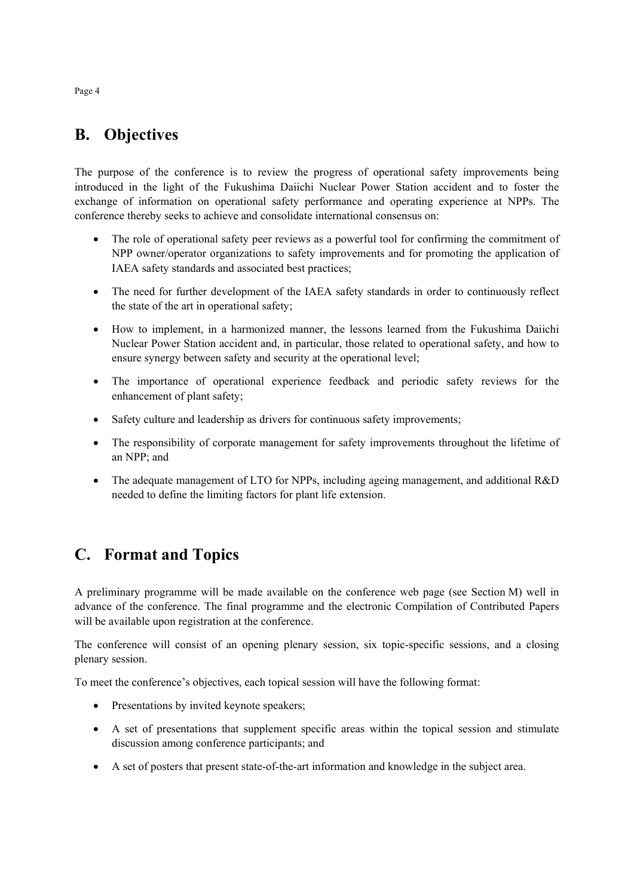## B. Objectives

The purpose of the conference is to review the progress of operational safety improvements being introduced in the light of the Fukushima Daiichi Nuclear Power Station accident and to foster the exchange of information on operational safety performance and operating experience at NPPs. The conference thereby seeks to achieve and consolidate international consensus on:

- The role of operational safety peer reviews as a powerful tool for confirming the commitment of NPP owner/operator organizations to safety improvements and for promoting the application of IAEA safety standards and associated best practices;
- The need for further development of the IAEA safety standards in order to continuously reflect the state of the art in operational safety;
- How to implement, in a harmonized manner, the lessons learned from the Fukushima Daiichi Nuclear Power Station accident and, in particular, those related to operational safety, and how to ensure synergy between safety and security at the operational level;
- The importance of operational experience feedback and periodic safety reviews for the enhancement of plant safety;
- Safety culture and leadership as drivers for continuous safety improvements;
- The responsibility of corporate management for safety improvements throughout the lifetime of an NPP; and
- The adequate management of LTO for NPPs, including ageing management, and additional R&D needed to define the limiting factors for plant life extension.

## C. Format and Topics

A preliminary programme will be made available on the conference web page (see Section M) well in advance of the conference. The final programme and the electronic Compilation of Contributed Papers will be available upon registration at the conference.

The conference will consist of an opening plenary session, six topic-specific sessions, and a closing plenary session.

To meet the conference's objectives, each topical session will have the following format:

- Presentations by invited keynote speakers;
- A set of presentations that supplement specific areas within the topical session and stimulate discussion among conference participants; and
- A set of posters that present state-of-the-art information and knowledge in the subject area.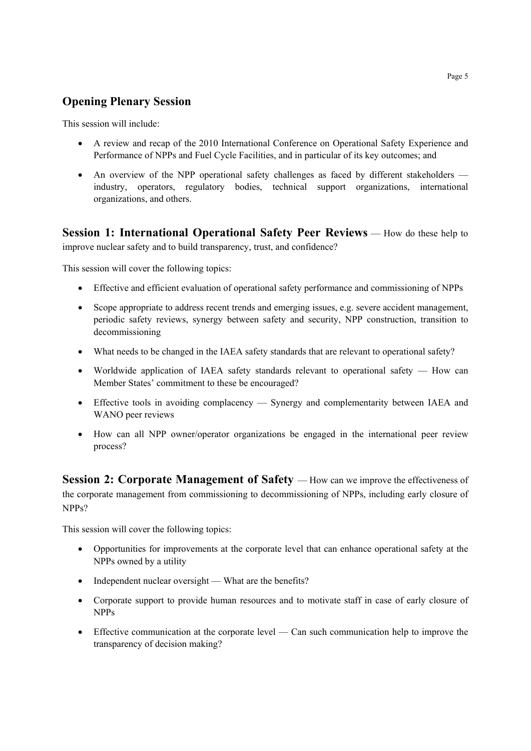## Opening Plenary Session

This session will include:

- A review and recap of the 2010 International Conference on Operational Safety Experience and Performance of NPPs and Fuel Cycle Facilities, and in particular of its key outcomes; and
- An overview of the NPP operational safety challenges as faced by different stakeholders — industry, operators, regulatory bodies, technical support organizations, international organizations, and others.

## Session 1: International Operational Safety Peer Reviews — How do these help to improve nuclear safety and to build transparency, trust, and confidence?

This session will cover the following topics:

- Effective and efficient evaluation of operational safety performance and commissioning of NPPs
- Scope appropriate to address recent trends and emerging issues, e.g. severe accident management, periodic safety reviews, synergy between safety and security, NPP construction, transition to decommissioning
- What needs to be changed in the IAEA safety standards that are relevant to operational safety?
- Worldwide application of IAEA safety standards relevant to operational safety — How can Member States' commitment to these be encouraged?
- Effective tools in avoiding complacency — Synergy and complementarity between IAEA and WANO peer reviews
- How can all NPP owner/operator organizations be engaged in the international peer review process?

## Session 2: Corporate Management of Safety — How can we improve the effectiveness of the corporate management from commissioning to decommissioning of NPPs, including early closure of NPPs?

This session will cover the following topics:

- Opportunities for improvements at the corporate level that can enhance operational safety at the NPPs owned by a utility
- Independent nuclear oversight — What are the benefits?
- Corporate support to provide human resources and to motivate staff in case of early closure of NPPs
- Effective communication at the corporate level — Can such communication help to improve the transparency of decision making?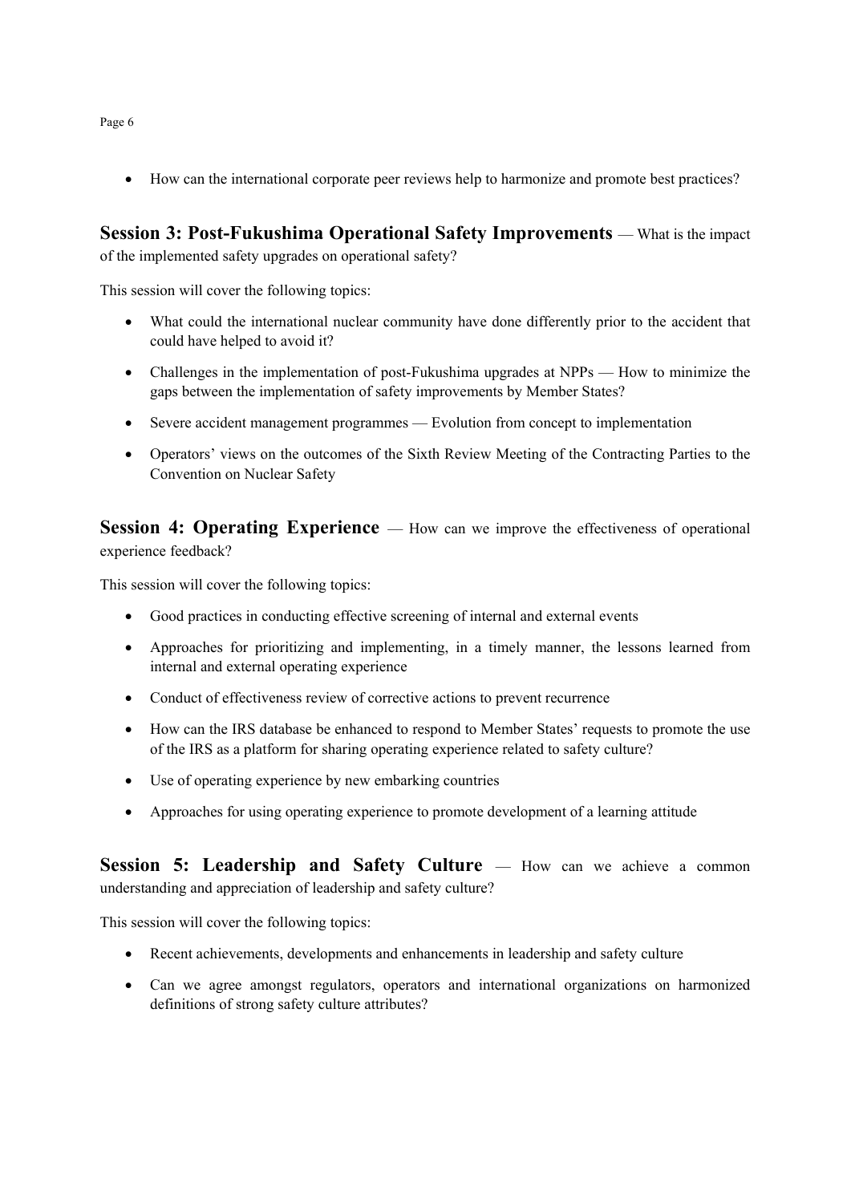- How can the international corporate peer reviews help to harmonize and promote best practices?

## Session 3: Post-Fukushima Operational Safety Improvements — What is the impact of the implemented safety upgrades on operational safety?

This session will cover the following topics:

- What could the international nuclear community have done differently prior to the accident that could have helped to avoid it?
- Challenges in the implementation of post-Fukushima upgrades at NPPs — How to minimize the gaps between the implementation of safety improvements by Member States?
- Severe accident management programmes — Evolution from concept to implementation
- Operators' views on the outcomes of the Sixth Review Meeting of the Contracting Parties to the Convention on Nuclear Safety

## Session 4: Operating Experience — How can we improve the effectiveness of operational experience feedback?

This session will cover the following topics:

- Good practices in conducting effective screening of internal and external events
- Approaches for prioritizing and implementing, in a timely manner, the lessons learned from internal and external operating experience
- Conduct of effectiveness review of corrective actions to prevent recurrence
- How can the IRS database be enhanced to respond to Member States' requests to promote the use of the IRS as a platform for sharing operating experience related to safety culture?
- Use of operating experience by new embarking countries
- Approaches for using operating experience to promote development of a learning attitude

## Session 5: Leadership and Safety Culture — How can we achieve a common understanding and appreciation of leadership and safety culture?

This session will cover the following topics:

- Recent achievements, developments and enhancements in leadership and safety culture
- Can we agree amongst regulators, operators and international organizations on harmonized definitions of strong safety culture attributes?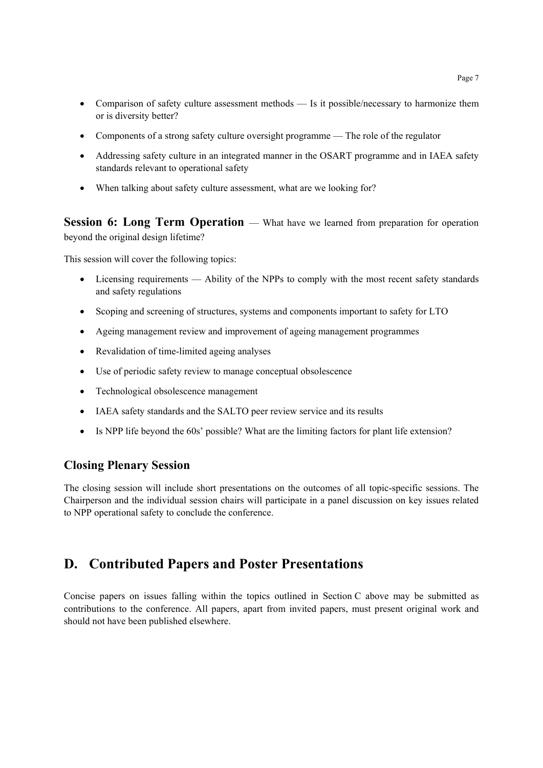- Comparison of safety culture assessment methods — Is it possible/necessary to harmonize them or is diversity better?
- Components of a strong safety culture oversight programme — The role of the regulator
- Addressing safety culture in an integrated manner in the OSART programme and in IAEA safety standards relevant to operational safety
- When talking about safety culture assessment, what are we looking for?

**Session 6: Long Term Operation** — What have we learned from preparation for operation beyond the original design lifetime?

This session will cover the following topics:

- Licensing requirements — Ability of the NPPs to comply with the most recent safety standards and safety regulations
- Scoping and screening of structures, systems and components important to safety for LTO
- Ageing management review and improvement of ageing management programmes
- Revalidation of time-limited ageing analyses
- Use of periodic safety review to manage conceptual obsolescence
- Technological obsolescence management
- IAEA safety standards and the SALTO peer review service and its results
- Is NPP life beyond the 60s' possible? What are the limiting factors for plant life extension?

### Closing Plenary Session

The closing session will include short presentations on the outcomes of all topic-specific sessions. The Chairperson and the individual session chairs will participate in a panel discussion on key issues related to NPP operational safety to conclude the conference.

## D. Contributed Papers and Poster Presentations

Concise papers on issues falling within the topics outlined in Section C above may be submitted as contributions to the conference. All papers, apart from invited papers, must present original work and should not have been published elsewhere.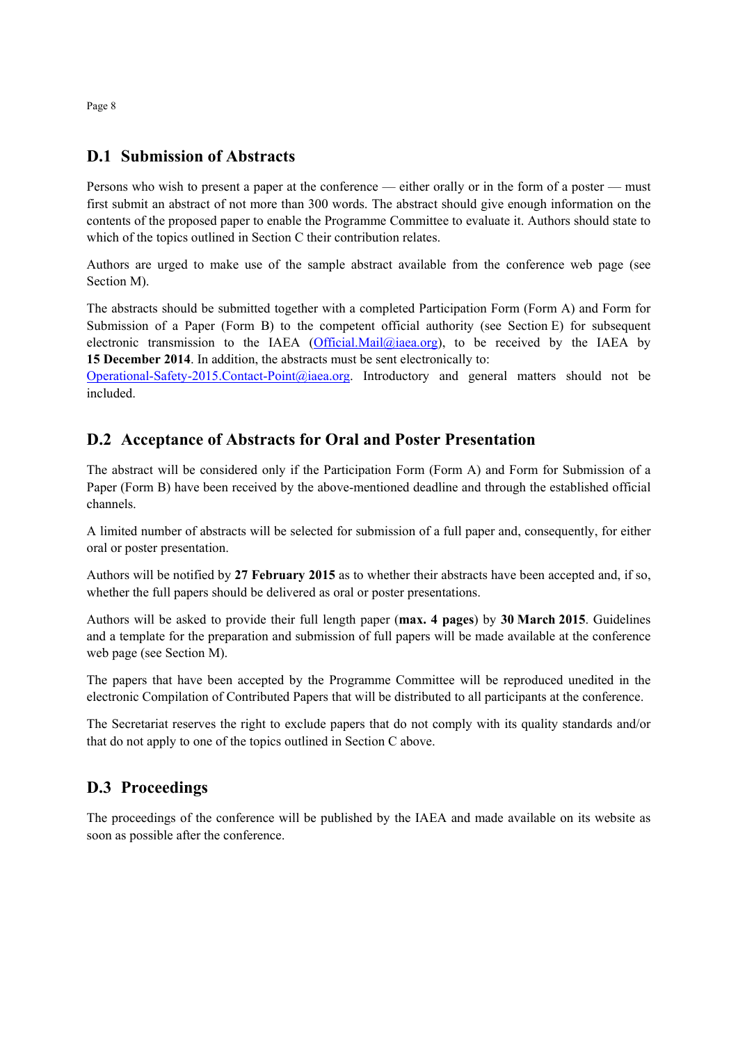## D.1 Submission of Abstracts

Persons who wish to present a paper at the conference — either orally or in the form of a poster — must first submit an abstract of not more than 300 words. The abstract should give enough information on the contents of the proposed paper to enable the Programme Committee to evaluate it. Authors should state to which of the topics outlined in Section C their contribution relates.

Authors are urged to make use of the sample abstract available from the conference web page (see Section M).

The abstracts should be submitted together with a completed Participation Form (Form A) and Form for Submission of a Paper (Form B) to the competent official authority (see Section E) for subsequent electronic transmission to the IAEA (Official.Mail@iaea.org), to be received by the IAEA by **15 December 2014**. In addition, the abstracts must be sent electronically to: Operational-Safety-2015.Contact-Point@iaea.org. Introductory and general matters should not be included.

## D.2 Acceptance of Abstracts for Oral and Poster Presentation

The abstract will be considered only if the Participation Form (Form A) and Form for Submission of a Paper (Form B) have been received by the above-mentioned deadline and through the established official channels.

A limited number of abstracts will be selected for submission of a full paper and, consequently, for either oral or poster presentation.

Authors will be notified by **27 February 2015** as to whether their abstracts have been accepted and, if so, whether the full papers should be delivered as oral or poster presentations.

Authors will be asked to provide their full length paper (**max. 4 pages**) by **30 March 2015**. Guidelines and a template for the preparation and submission of full papers will be made available at the conference web page (see Section M).

The papers that have been accepted by the Programme Committee will be reproduced unedited in the electronic Compilation of Contributed Papers that will be distributed to all participants at the conference.

The Secretariat reserves the right to exclude papers that do not comply with its quality standards and/or that do not apply to one of the topics outlined in Section C above.

## D.3 Proceedings

The proceedings of the conference will be published by the IAEA and made available on its website as soon as possible after the conference.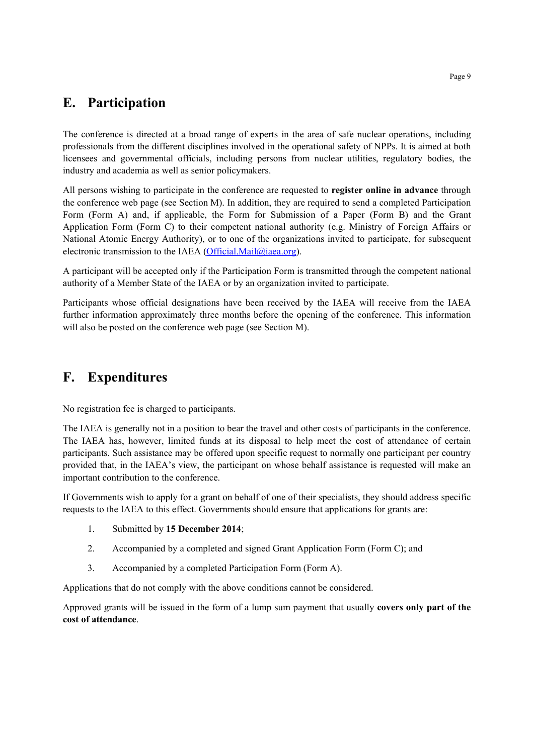## E. Participation

The conference is directed at a broad range of experts in the area of safe nuclear operations, including professionals from the different disciplines involved in the operational safety of NPPs. It is aimed at both licensees and governmental officials, including persons from nuclear utilities, regulatory bodies, the industry and academia as well as senior policymakers.

All persons wishing to participate in the conference are requested to **register online in advance** through the conference web page (see Section M). In addition, they are required to send a completed Participation Form (Form A) and, if applicable, the Form for Submission of a Paper (Form B) and the Grant Application Form (Form C) to their competent national authority (e.g. Ministry of Foreign Affairs or National Atomic Energy Authority), or to one of the organizations invited to participate, for subsequent electronic transmission to the IAEA (Official.Mail@iaea.org).

A participant will be accepted only if the Participation Form is transmitted through the competent national authority of a Member State of the IAEA or by an organization invited to participate.

Participants whose official designations have been received by the IAEA will receive from the IAEA further information approximately three months before the opening of the conference. This information will also be posted on the conference web page (see Section M).

## F. Expenditures

No registration fee is charged to participants.

The IAEA is generally not in a position to bear the travel and other costs of participants in the conference. The IAEA has, however, limited funds at its disposal to help meet the cost of attendance of certain participants. Such assistance may be offered upon specific request to normally one participant per country provided that, in the IAEA's view, the participant on whose behalf assistance is requested will make an important contribution to the conference.

If Governments wish to apply for a grant on behalf of one of their specialists, they should address specific requests to the IAEA to this effect. Governments should ensure that applications for grants are:

1. Submitted by **15 December 2014**;
2. Accompanied by a completed and signed Grant Application Form (Form C); and
3. Accompanied by a completed Participation Form (Form A).

Applications that do not comply with the above conditions cannot be considered.

Approved grants will be issued in the form of a lump sum payment that usually **covers only part of the cost of attendance**.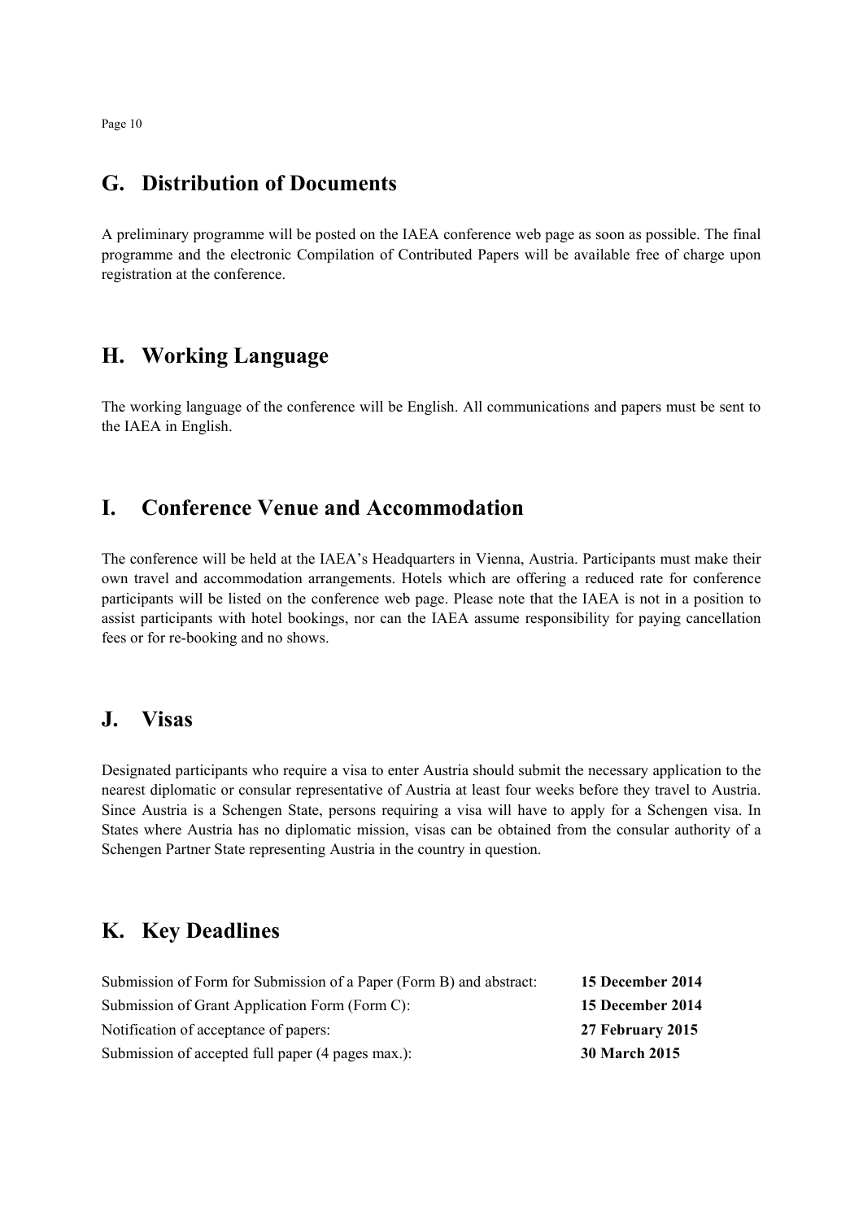## G. Distribution of Documents

A preliminary programme will be posted on the IAEA conference web page as soon as possible. The final programme and the electronic Compilation of Contributed Papers will be available free of charge upon registration at the conference.

## H. Working Language

The working language of the conference will be English. All communications and papers must be sent to the IAEA in English.

## I. Conference Venue and Accommodation

The conference will be held at the IAEA's Headquarters in Vienna, Austria. Participants must make their own travel and accommodation arrangements. Hotels which are offering a reduced rate for conference participants will be listed on the conference web page. Please note that the IAEA is not in a position to assist participants with hotel bookings, nor can the IAEA assume responsibility for paying cancellation fees or for re-booking and no shows.

## J. Visas

Designated participants who require a visa to enter Austria should submit the necessary application to the nearest diplomatic or consular representative of Austria at least four weeks before they travel to Austria. Since Austria is a Schengen State, persons requiring a visa will have to apply for a Schengen visa. In States where Austria has no diplomatic mission, visas can be obtained from the consular authority of a Schengen Partner State representing Austria in the country in question.

## K. Key Deadlines

| | |
|---|---|
| Submission of Form for Submission of a Paper (Form B) and abstract: | **15 December 2014** |
| Submission of Grant Application Form (Form C): | **15 December 2014** |
| Notification of acceptance of papers: | **27 February 2015** |
| Submission of accepted full paper (4 pages max.): | **30 March 2015** |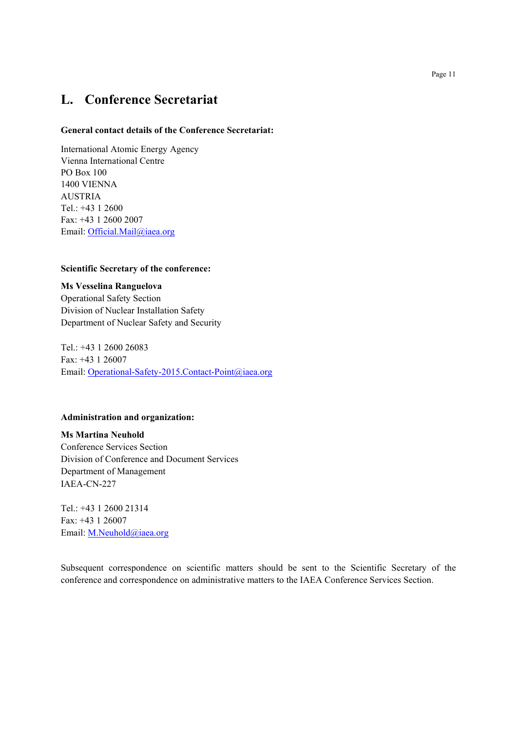# L. Conference Secretariat

**General contact details of the Conference Secretariat:**

International Atomic Energy Agency
Vienna International Centre
PO Box 100
1400 VIENNA
AUSTRIA
Tel.: +43 1 2600
Fax: +43 1 2600 2007
Email: Official.Mail@iaea.org

**Scientific Secretary of the conference:**

**Ms Vesselina Ranguelova**
Operational Safety Section
Division of Nuclear Installation Safety
Department of Nuclear Safety and Security

Tel.: +43 1 2600 26083
Fax: +43 1 26007
Email: Operational-Safety-2015.Contact-Point@iaea.org

**Administration and organization:**

**Ms Martina Neuhold**
Conference Services Section
Division of Conference and Document Services
Department of Management
IAEA-CN-227

Tel.: +43 1 2600 21314
Fax: +43 1 26007
Email: M.Neuhold@iaea.org

Subsequent correspondence on scientific matters should be sent to the Scientific Secretary of the conference and correspondence on administrative matters to the IAEA Conference Services Section.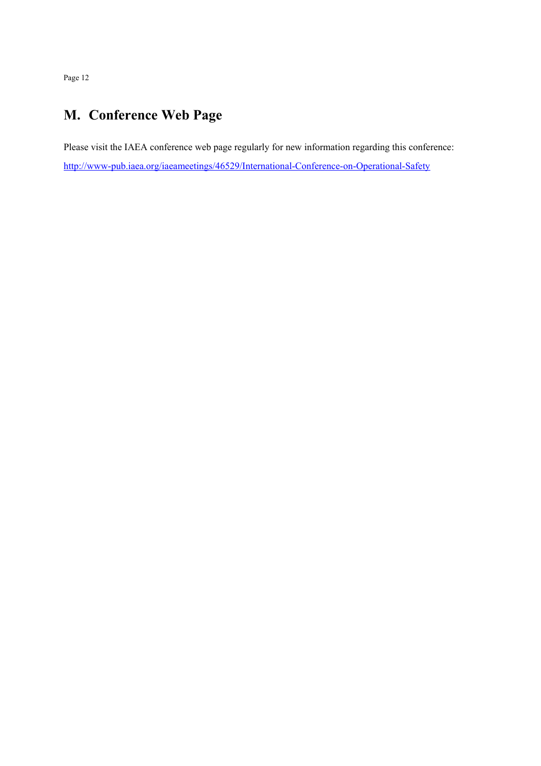## M. Conference Web Page

Please visit the IAEA conference web page regularly for new information regarding this conference:

http://www-pub.iaea.org/iaeameetings/46529/International-Conference-on-Operational-Safety